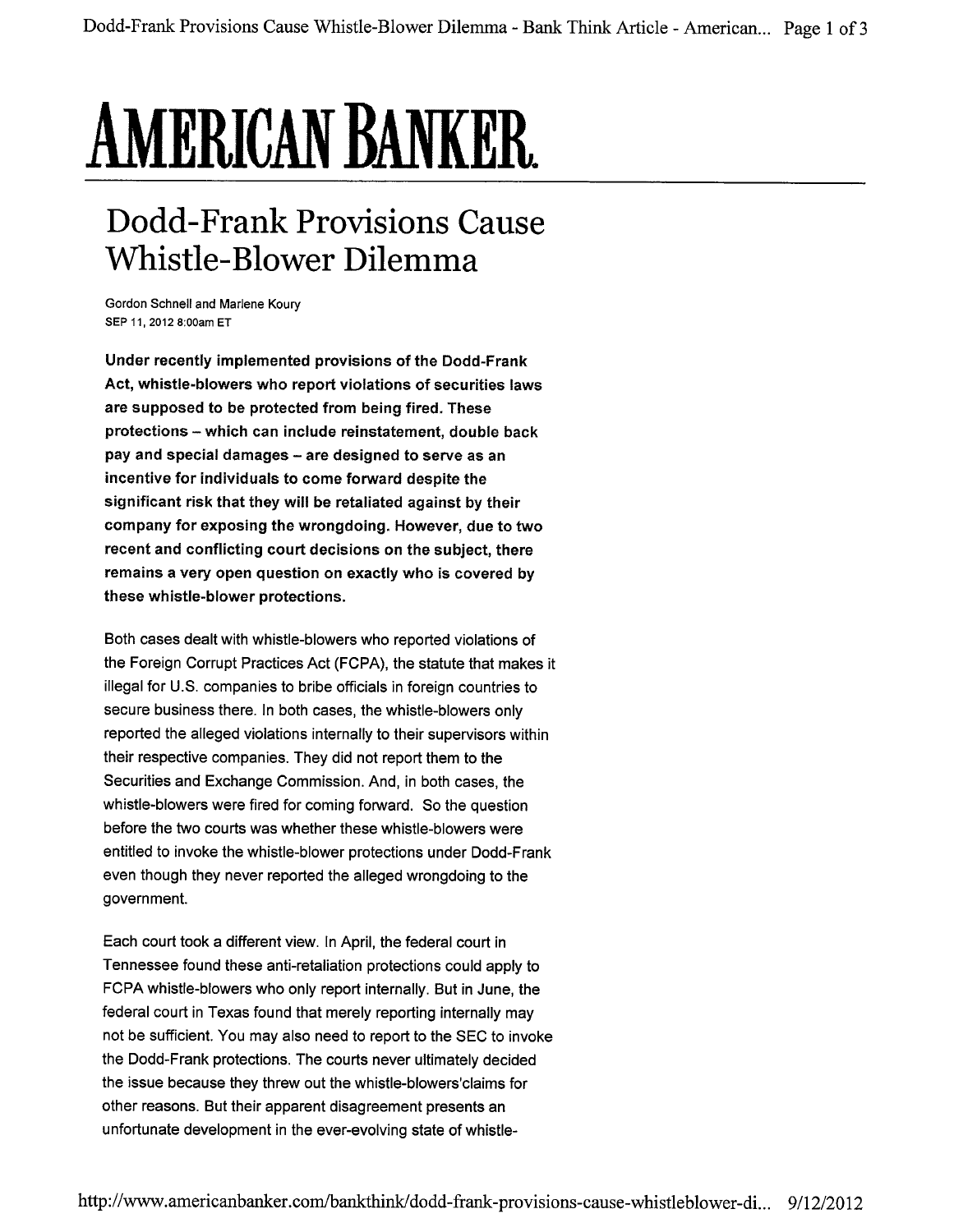# AMERICAN BANKER.

## Dodd-Frank Provisions Cause Whistle-Blower Dilemma

Gordon Schnell and Marlene Koury
SEP 11, 2012 8:00am ET

**Under recently implemented provisions of the Dodd-Frank Act, whistle-blowers who report violations of securities laws are supposed to be protected from being fired. These protections – which can include reinstatement, double back pay and special damages – are designed to serve as an incentive for individuals to come forward despite the significant risk that they will be retaliated against by their company for exposing the wrongdoing. However, due to two recent and conflicting court decisions on the subject, there remains a very open question on exactly who is covered by these whistle-blower protections.**

Both cases dealt with whistle-blowers who reported violations of the Foreign Corrupt Practices Act (FCPA), the statute that makes it illegal for U.S. companies to bribe officials in foreign countries to secure business there. In both cases, the whistle-blowers only reported the alleged violations internally to their supervisors within their respective companies. They did not report them to the Securities and Exchange Commission. And, in both cases, the whistle-blowers were fired for coming forward. So the question before the two courts was whether these whistle-blowers were entitled to invoke the whistle-blower protections under Dodd-Frank even though they never reported the alleged wrongdoing to the government.

Each court took a different view. In April, the federal court in Tennessee found these anti-retaliation protections could apply to FCPA whistle-blowers who only report internally. But in June, the federal court in Texas found that merely reporting internally may not be sufficient. You may also need to report to the SEC to invoke the Dodd-Frank protections. The courts never ultimately decided the issue because they threw out the whistle-blowers'claims for other reasons. But their apparent disagreement presents an unfortunate development in the ever-evolving state of whistle-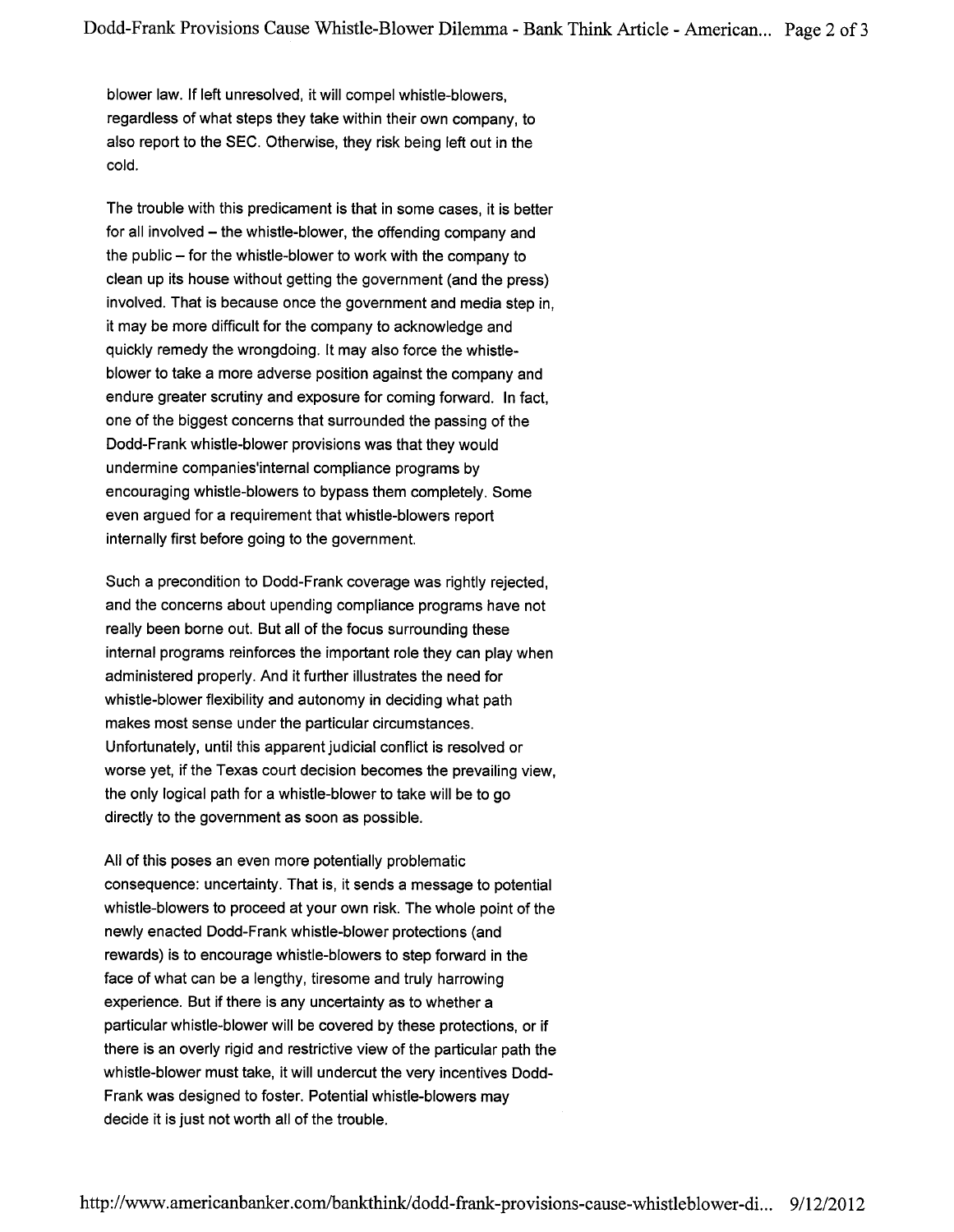blower law. If left unresolved, it will compel whistle-blowers, regardless of what steps they take within their own company, to also report to the SEC. Otherwise, they risk being left out in the cold.

The trouble with this predicament is that in some cases, it is better for all involved – the whistle-blower, the offending company and the public – for the whistle-blower to work with the company to clean up its house without getting the government (and the press) involved. That is because once the government and media step in, it may be more difficult for the company to acknowledge and quickly remedy the wrongdoing. It may also force the whistle-blower to take a more adverse position against the company and endure greater scrutiny and exposure for coming forward. In fact, one of the biggest concerns that surrounded the passing of the Dodd-Frank whistle-blower provisions was that they would undermine companies'internal compliance programs by encouraging whistle-blowers to bypass them completely. Some even argued for a requirement that whistle-blowers report internally first before going to the government.

Such a precondition to Dodd-Frank coverage was rightly rejected, and the concerns about upending compliance programs have not really been borne out. But all of the focus surrounding these internal programs reinforces the important role they can play when administered properly. And it further illustrates the need for whistle-blower flexibility and autonomy in deciding what path makes most sense under the particular circumstances. Unfortunately, until this apparent judicial conflict is resolved or worse yet, if the Texas court decision becomes the prevailing view, the only logical path for a whistle-blower to take will be to go directly to the government as soon as possible.

All of this poses an even more potentially problematic consequence: uncertainty. That is, it sends a message to potential whistle-blowers to proceed at your own risk. The whole point of the newly enacted Dodd-Frank whistle-blower protections (and rewards) is to encourage whistle-blowers to step forward in the face of what can be a lengthy, tiresome and truly harrowing experience. But if there is any uncertainty as to whether a particular whistle-blower will be covered by these protections, or if there is an overly rigid and restrictive view of the particular path the whistle-blower must take, it will undercut the very incentives Dodd-Frank was designed to foster. Potential whistle-blowers may decide it is just not worth all of the trouble.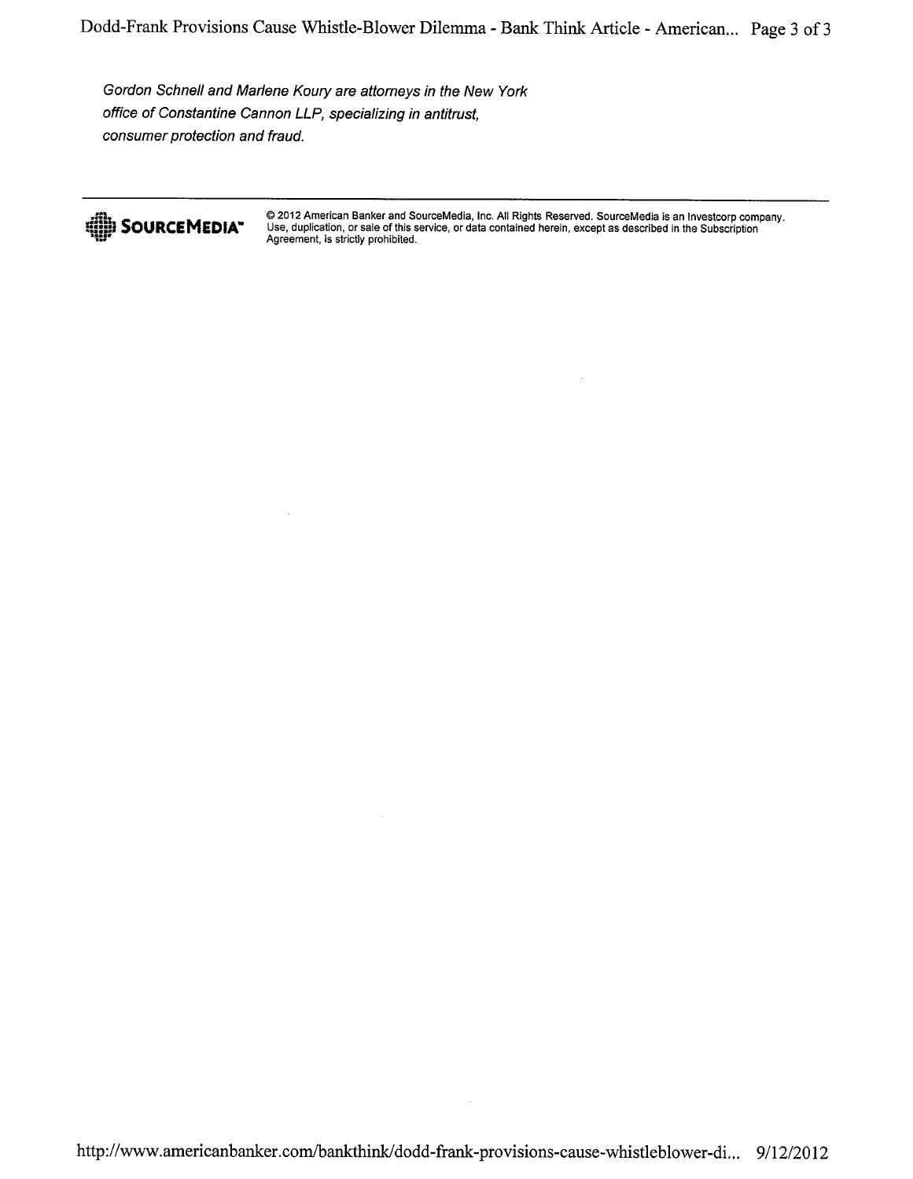*Gordon Schnell and Marlene Koury are attorneys in the New York office of Constantine Cannon LLP, specializing in antitrust, consumer protection and fraud.*

---

SOURCEMEDIA

© 2012 American Banker and SourceMedia, Inc. All Rights Reserved. SourceMedia is an Investcorp company. Use, duplication, or sale of this service, or data contained herein, except as described in the Subscription Agreement, is strictly prohibited.